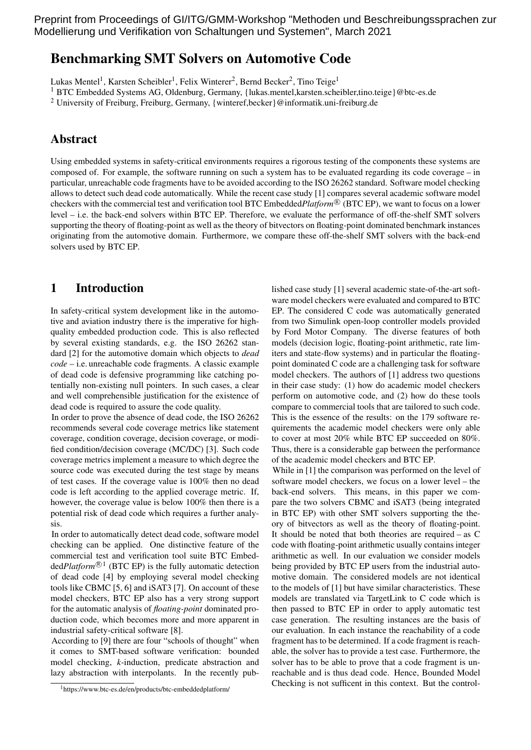Preprint from Proceedings of GI/ITG/GMM-Workshop "Methoden und Beschreibungssprachen zur Modellierung und Verifikation von Schaltungen und Systemen", March 2021

# Benchmarking SMT Solvers on Automotive Code

Lukas Mentel[1], Karsten Scheibler[1], Felix Winterer[2], Bernd Becker[2], Tino Teige[1]

[1] BTC Embedded Systems AG, Oldenburg, Germany, {lukas.mentel,karsten.scheibler,tino.teige}@btc-es.de

[2] University of Freiburg, Freiburg, Germany, {winteref,becker}@informatik.uni-freiburg.de

## Abstract

Using embedded systems in safety-critical environments requires a rigorous testing of the components these systems are composed of. For example, the software running on such a system has to be evaluated regarding its code coverage – in particular, unreachable code fragments have to be avoided according to the ISO 26262 standard. Software model checking allows to detect such dead code automatically. While the recent case study [1] compares several academic software model checkers with the commercial test and verification tool BTC Embedded*Platform*® (BTC EP), we want to focus on a lower level – i.e. the back-end solvers within BTC EP. Therefore, we evaluate the performance of off-the-shelf SMT solvers supporting the theory of floating-point as well as the theory of bitvectors on floating-point dominated benchmark instances originating from the automotive domain. Furthermore, we compare these off-the-shelf SMT solvers with the back-end solvers used by BTC EP.

## 1 Introduction

In safety-critical system development like in the automotive and aviation industry there is the imperative for high-quality embedded production code. This is also reflected by several existing standards, e.g. the ISO 26262 standard [2] for the automotive domain which objects to *dead code* – i.e. unreachable code fragments. A classic example of dead code is defensive programming like catching potentially non-existing null pointers. In such cases, a clear and well comprehensible justification for the existence of dead code is required to assure the code quality.

In order to prove the absence of dead code, the ISO 26262 recommends several code coverage metrics like statement coverage, condition coverage, decision coverage, or modified condition/decision coverage (MC/DC) [3]. Such code coverage metrics implement a measure to which degree the source code was executed during the test stage by means of test cases. If the coverage value is 100% then no dead code is left according to the applied coverage metric. If, however, the coverage value is below 100% then there is a potential risk of dead code which requires a further analysis.

In order to automatically detect dead code, software model checking can be applied. One distinctive feature of the commercial test and verification tool suite BTC Embedded*Platform*®[1] (BTC EP) is the fully automatic detection of dead code [4] by employing several model checking tools like CBMC [5, 6] and iSAT3 [7]. On account of these model checkers, BTC EP also has a very strong support for the automatic analysis of *floating-point* dominated production code, which becomes more and more apparent in industrial safety-critical software [8].

According to [9] there are four "schools of thought" when it comes to SMT-based software verification: bounded model checking, *k*-induction, predicate abstraction and lazy abstraction with interpolants. In the recently published case study [1] several academic state-of-the-art software model checkers were evaluated and compared to BTC EP. The considered C code was automatically generated from two Simulink open-loop controller models provided by Ford Motor Company. The diverse features of both models (decision logic, floating-point arithmetic, rate limiters and state-flow systems) and in particular the floating-point dominated C code are a challenging task for software model checkers. The authors of [1] address two questions in their case study: (1) how do academic model checkers perform on automotive code, and (2) how do these tools compare to commercial tools that are tailored to such code. This is the essence of the results: on the 179 software requirements the academic model checkers were only able to cover at most 20% while BTC EP succeeded on 80%. Thus, there is a considerable gap between the performance of the academic model checkers and BTC EP.

While in [1] the comparison was performed on the level of software model checkers, we focus on a lower level – the back-end solvers. This means, in this paper we compare the two solvers CBMC and iSAT3 (being integrated in BTC EP) with other SMT solvers supporting the theory of bitvectors as well as the theory of floating-point. It should be noted that both theories are required – as C code with floating-point arithmetic usually contains integer arithmetic as well. In our evaluation we consider models being provided by BTC EP users from the industrial automotive domain. The considered models are not identical to the models of [1] but have similar characteristics. These models are translated via TargetLink to C code which is then passed to BTC EP in order to apply automatic test case generation. The resulting instances are the basis of our evaluation. In each instance the reachability of a code fragment has to be determined. If a code fragment is reachable, the solver has to provide a test case. Furthermore, the solver has to be able to prove that a code fragment is unreachable and is thus dead code. Hence, Bounded Model Checking is not sufficent in this context. But the control-

[1] https://www.btc-es.de/en/products/btc-embeddedplatform/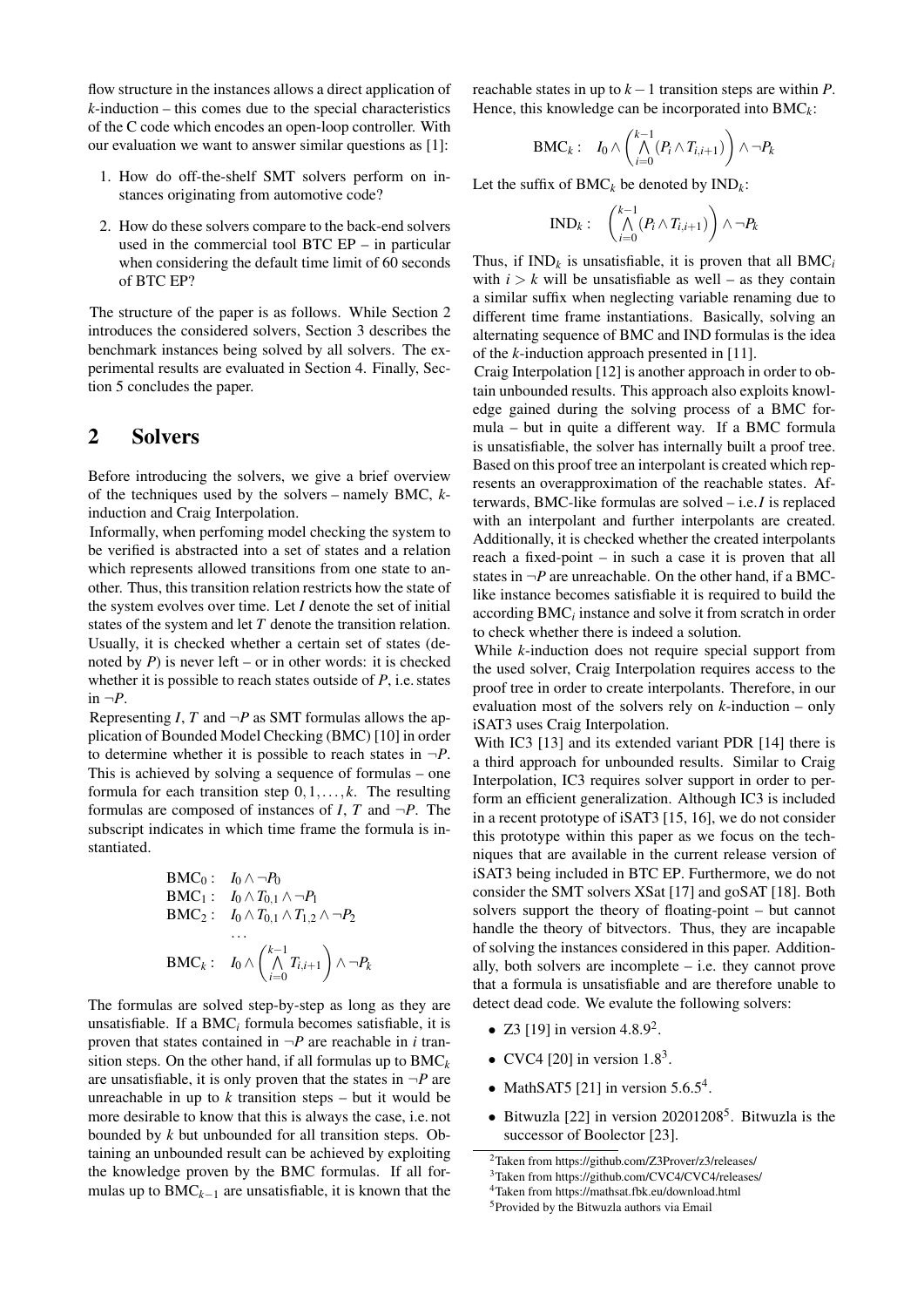flow structure in the instances allows a direct application of $k$-induction – this comes due to the special characteristics of the C code which encodes an open-loop controller. With our evaluation we want to answer similar questions as [1]:

1. How do off-the-shelf SMT solvers perform on instances originating from automotive code?
2. How do these solvers compare to the back-end solvers used in the commercial tool BTC EP – in particular when considering the default time limit of 60 seconds of BTC EP?

The structure of the paper is as follows. While Section 2 introduces the considered solvers, Section 3 describes the benchmark instances being solved by all solvers. The experimental results are evaluated in Section 4. Finally, Section 5 concludes the paper.

## 2 Solvers

Before introducing the solvers, we give a brief overview of the techniques used by the solvers – namely BMC, $k$-induction and Craig Interpolation.

Informally, when perfoming model checking the system to be verified is abstracted into a set of states and a relation which represents allowed transitions from one state to another. Thus, this transition relation restricts how the state of the system evolves over time. Let $I$ denote the set of initial states of the system and let $T$ denote the transition relation. Usually, it is checked whether a certain set of states (denoted by $P$) is never left – or in other words: it is checked whether it is possible to reach states outside of $P$, i.e. states in $\neg P$.

Representing $I$, $T$ and $\neg P$ as SMT formulas allows the application of Bounded Model Checking (BMC) [10] in order to determine whether it is possible to reach states in $\neg P$. This is achieved by solving a sequence of formulas – one formula for each transition step $0, 1, \ldots, k$. The resulting formulas are composed of instances of $I$, $T$ and $\neg P$. The subscript indicates in which time frame the formula is instantiated.

$$
\begin{aligned}
\mathrm{BMC}_0 &: \quad I_0 \wedge \neg P_0 \\
\mathrm{BMC}_1 &: \quad I_0 \wedge T_{0,1} \wedge \neg P_1 \\
\mathrm{BMC}_2 &: \quad I_0 \wedge T_{0,1} \wedge T_{1,2} \wedge \neg P_2 \\
&\quad \ldots \\
\mathrm{BMC}_k &: \quad I_0 \wedge \left( \bigwedge_{i=0}^{k-1} T_{i,i+1} \right) \wedge \neg P_k
\end{aligned}
$$

The formulas are solved step-by-step as long as they are unsatisfiable. If a $\mathrm{BMC}_i$ formula becomes satisfiable, it is proven that states contained in $\neg P$ are reachable in $i$ transition steps. On the other hand, if all formulas up to $\mathrm{BMC}_k$ are unsatisfiable, it is only proven that the states in $\neg P$ are unreachable in up to $k$ transition steps – but it would be more desirable to know that this is always the case, i.e. not bounded by $k$ but unbounded for all transition steps. Obtaining an unbounded result can be achieved by exploiting the knowledge proven by the BMC formulas. If all formulas up to $\mathrm{BMC}_{k-1}$ are unsatisfiable, it is known that the reachable states in up to $k-1$ transition steps are within $P$. Hence, this knowledge can be incorporated into $\mathrm{BMC}_k$:

$$
\mathrm{BMC}_k : \quad I_0 \wedge \left( \bigwedge_{i=0}^{k-1} (P_i \wedge T_{i,i+1}) \right) \wedge \neg P_k
$$

Let the suffix of $\mathrm{BMC}_k$ be denoted by $\mathrm{IND}_k$:

$$
\mathrm{IND}_k : \quad \left( \bigwedge_{i=0}^{k-1} (P_i \wedge T_{i,i+1}) \right) \wedge \neg P_k
$$

Thus, if $\mathrm{IND}_k$ is unsatisfiable, it is proven that all $\mathrm{BMC}_i$ with $i > k$ will be unsatisfiable as well – as they contain a similar suffix when neglecting variable renaming due to different time frame instantiations. Basically, solving an alternating sequence of BMC and IND formulas is the idea of the $k$-induction approach presented in [11].

Craig Interpolation [12] is another approach in order to obtain unbounded results. This approach also exploits knowledge gained during the solving process of a BMC formula – but in quite a different way. If a BMC formula is unsatisfiable, the solver has internally built a proof tree. Based on this proof tree an interpolant is created which represents an overapproximation of the reachable states. Afterwards, BMC-like formulas are solved – i.e. $I$ is replaced with an interpolant and further interpolants are created. Additionally, it is checked whether the created interpolants reach a fixed-point – in such a case it is proven that all states in $\neg P$ are unreachable. On the other hand, if a BMC-like instance becomes satisfiable it is required to build the according $\mathrm{BMC}_i$ instance and solve it from scratch in order to check whether there is indeed a solution.

While $k$-induction does not require special support from the used solver, Craig Interpolation requires access to the proof tree in order to create interpolants. Therefore, in our evaluation most of the solvers rely on $k$-induction – only iSAT3 uses Craig Interpolation.

With IC3 [13] and its extended variant PDR [14] there is a third approach for unbounded results. Similar to Craig Interpolation, IC3 requires solver support in order to perform an efficient generalization. Although IC3 is included in a recent prototype of iSAT3 [15, 16], we do not consider this prototype within this paper as we focus on the techniques that are available in the current release version of iSAT3 being included in BTC EP. Furthermore, we do not consider the SMT solvers XSat [17] and goSAT [18]. Both solvers support the theory of floating-point – but cannot handle the theory of bitvectors. Thus, they are incapable of solving the instances considered in this paper. Additionally, both solvers are incomplete – i.e. they cannot prove that a formula is unsatisfiable and are therefore unable to detect dead code. We evalute the following solvers:

- Z3 [19] in version 4.8.9[2].
- CVC4 [20] in version 1.8[3].
- MathSAT5 [21] in version 5.6.5[4].
- Bitwuzla [22] in version 20201208[5]. Bitwuzla is the successor of Boolector [23].

[2] Taken from https://github.com/Z3Prover/z3/releases/

[3] Taken from https://github.com/CVC4/CVC4/releases/

[4] Taken from https://mathsat.fbk.eu/download.html

[5] Provided by the Bitwuzla authors via Email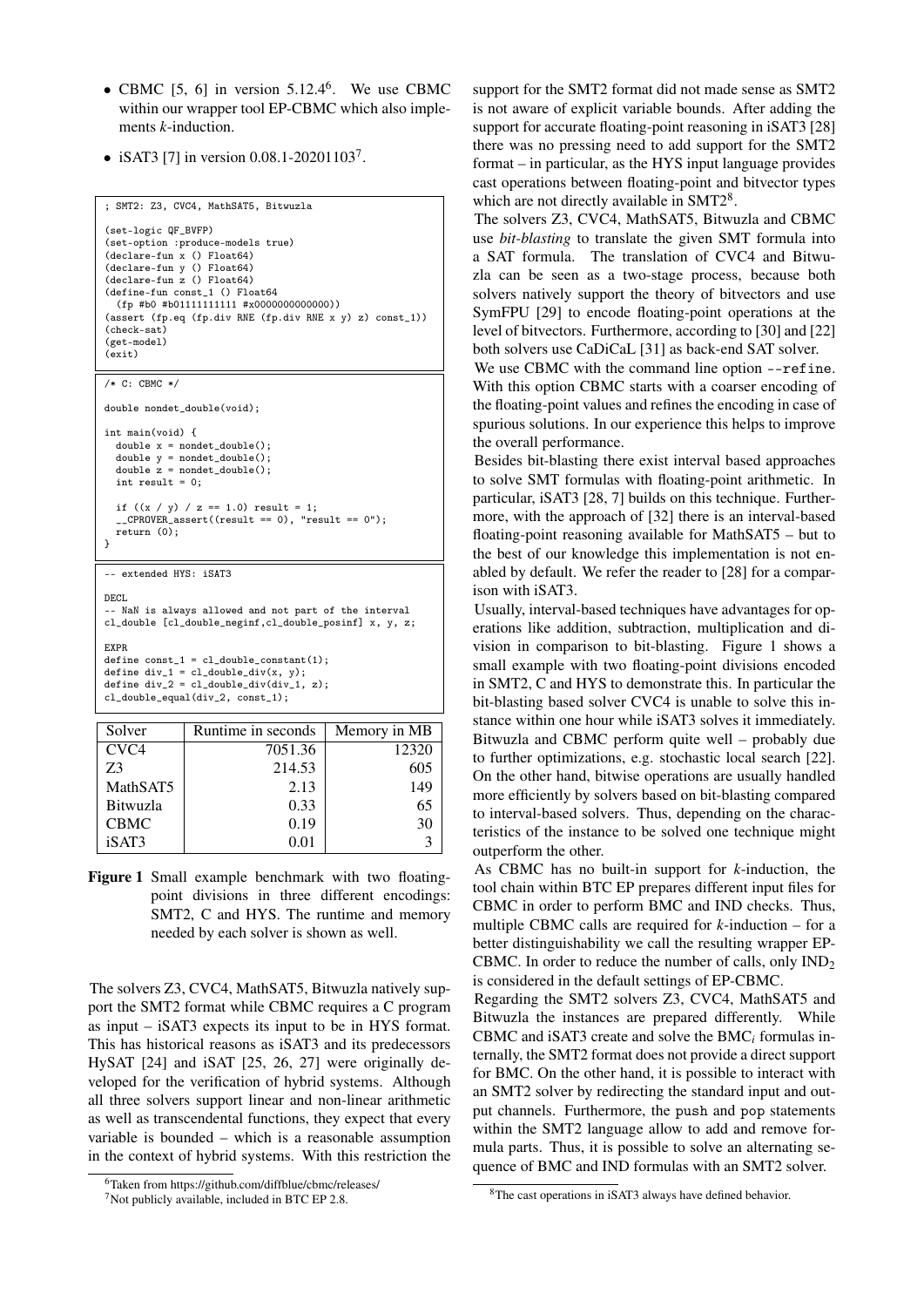- CBMC [5, 6] in version 5.12.4[6]. We use CBMC within our wrapper tool EP-CBMC which also implements *k*-induction.
- iSAT3 [7] in version 0.08.1-20201103[7].

```
; SMT2: Z3, CVC4, MathSAT5, Bitwuzla

(set-logic QF_BVFP)
(set-option :produce-models true)
(declare-fun x () Float64)
(declare-fun y () Float64)
(declare-fun z () Float64)
(define-fun const_1 () Float64
  (fp #b0 #b01111111111 #x0000000000000))
(assert (fp.eq (fp.div RNE (fp.div RNE x y) z) const_1))
(check-sat)
(get-model)
(exit)
```

```
/* C: CBMC */

double nondet_double(void);

int main(void) {
  double x = nondet_double();
  double y = nondet_double();
  double z = nondet_double();
  int result = 0;

  if ((x / y) / z == 1.0) result = 1;
  __CPROVER_assert((result == 0), "result == 0");
  return (0);
}
```

```
-- extended HYS: iSAT3

DECL
-- NaN is always allowed and not part of the interval
cl_double [cl_double_neginf,cl_double_posinf] x, y, z;

EXPR
define const_1 = cl_double_constant(1);
define div_1 = cl_double_div(x, y);
define div_2 = cl_double_div(div_1, z);
cl_double_equal(div_2, const_1);
```

| Solver | Runtime in seconds | Memory in MB |
|---|---|---|
| CVC4 | 7051.36 | 12320 |
| Z3 | 214.53 | 605 |
| MathSAT5 | 2.13 | 149 |
| Bitwuzla | 0.33 | 65 |
| CBMC | 0.19 | 30 |
| iSAT3 | 0.01 | 3 |

**Figure 1** Small example benchmark with two floating-point divisions in three different encodings: SMT2, C and HYS. The runtime and memory needed by each solver is shown as well.

The solvers Z3, CVC4, MathSAT5, Bitwuzla natively support the SMT2 format while CBMC requires a C program as input – iSAT3 expects its input to be in HYS format. This has historical reasons as iSAT3 and its predecessors HySAT [24] and iSAT [25, 26, 27] were originally developed for the verification of hybrid systems. Although all three solvers support linear and non-linear arithmetic as well as transcendental functions, they expect that every variable is bounded – which is a reasonable assumption in the context of hybrid systems. With this restriction the support for the SMT2 format did not made sense as SMT2 is not aware of explicit variable bounds. After adding the support for accurate floating-point reasoning in iSAT3 [28] there was no pressing need to add support for the SMT2 format – in particular, as the HYS input language provides cast operations between floating-point and bitvector types which are not directly available in SMT2[8].

The solvers Z3, CVC4, MathSAT5, Bitwuzla and CBMC use *bit-blasting* to translate the given SMT formula into a SAT formula. The translation of CVC4 and Bitwuzla can be seen as a two-stage process, because both solvers natively support the theory of bitvectors and use SymFPU [29] to encode floating-point operations at the level of bitvectors. Furthermore, according to [30] and [22] both solvers use CaDiCaL [31] as back-end SAT solver.

We use CBMC with the command line option `--refine`. With this option CBMC starts with a coarser encoding of the floating-point values and refines the encoding in case of spurious solutions. In our experience this helps to improve the overall performance.

Besides bit-blasting there exist interval based approaches to solve SMT formulas with floating-point arithmetic. In particular, iSAT3 [28, 7] builds on this technique. Furthermore, with the approach of [32] there is an interval-based floating-point reasoning available for MathSAT5 – but to the best of our knowledge this implementation is not enabled by default. We refer the reader to [28] for a comparison with iSAT3.

Usually, interval-based techniques have advantages for operations like addition, subtraction, multiplication and division in comparison to bit-blasting. Figure 1 shows a small example with two floating-point divisions encoded in SMT2, C and HYS to demonstrate this. In particular the bit-blasting based solver CVC4 is unable to solve this instance within one hour while iSAT3 solves it immediately. Bitwuzla and CBMC perform quite well – probably due to further optimizations, e.g. stochastic local search [22]. On the other hand, bitwise operations are usually handled more efficiently by solvers based on bit-blasting compared to interval-based solvers. Thus, depending on the characteristics of the instance to be solved one technique might outperform the other.

As CBMC has no built-in support for *k*-induction, the tool chain within BTC EP prepares different input files for CBMC in order to perform BMC and IND checks. Thus, multiple CBMC calls are required for *k*-induction – for a better distinguishability we call the resulting wrapper EP-CBMC. In order to reduce the number of calls, only $\text{IND}_2$ is considered in the default settings of EP-CBMC.

Regarding the SMT2 solvers Z3, CVC4, MathSAT5 and Bitwuzla the instances are prepared differently. While CBMC and iSAT3 create and solve the $\text{BMC}_i$ formulas internally, the SMT2 format does not provide a direct support for BMC. On the other hand, it is possible to interact with an SMT2 solver by redirecting the standard input and output channels. Furthermore, the `push` and `pop` statements within the SMT2 language allow to add and remove formula parts. Thus, it is possible to solve an alternating sequence of BMC and IND formulas with an SMT2 solver.

[6] Taken from https://github.com/diffblue/cbmc/releases/

[7] Not publicly available, included in BTC EP 2.8.

[8] The cast operations in iSAT3 always have defined behavior.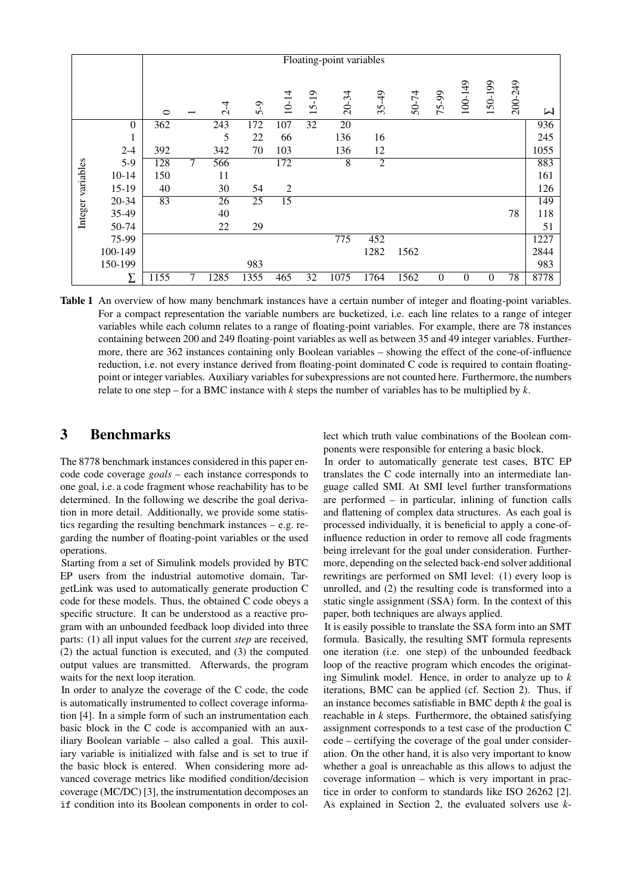| | Floating-point variables | | | | | | | | | | | | | |
|---|---|---|---|---|---|---|---|---|---|---|---|---|---|---|
| **Integer variables** | 0 | 1 | 2-4 | 5-9 | 10-14 | 15-19 | 20-34 | 35-49 | 50-74 | 75-99 | 100-149 | 150-199 | 200-249 | Σ |
| 0 | 362 | | 243 | 172 | 107 | 32 | 20 | | | | | | | 936 |
| 1 | | | 5 | 22 | 66 | | 136 | 16 | | | | | | 245 |
| 2-4 | 392 | | 342 | 70 | 103 | | 136 | 12 | | | | | | 1055 |
| 5-9 | 128 | 7 | 566 | | 172 | | 8 | 2 | | | | | | 883 |
| 10-14 | 150 | | 11 | | | | | | | | | | | 161 |
| 15-19 | 40 | | 30 | 54 | 2 | | | | | | | | | 126 |
| 20-34 | 83 | | 26 | 25 | 15 | | | | | | | | | 149 |
| 35-49 | | | 40 | | | | | | | | | | 78 | 118 |
| 50-74 | | | 22 | 29 | | | | | | | | | | 51 |
| 75-99 | | | | | | | 775 | 452 | | | | | | 1227 |
| 100-149 | | | | | | | | 1282 | 1562 | | | | | 2844 |
| 150-199 | | | | 983 | | | | | | | | | | 983 |
| Σ | 1155 | 7 | 1285 | 1355 | 465 | 32 | 1075 | 1764 | 1562 | 0 | 0 | 0 | 78 | 8778 |

**Table 1** An overview of how many benchmark instances have a certain number of integer and floating-point variables. For a compact representation the variable numbers are bucketized, i.e. each line relates to a range of integer variables while each column relates to a range of floating-point variables. For example, there are 78 instances containing between 200 and 249 floating-point variables as well as between 35 and 49 integer variables. Furthermore, there are 362 instances containing only Boolean variables – showing the effect of the cone-of-influence reduction, i.e. not every instance derived from floating-point dominated C code is required to contain floating-point or integer variables. Auxiliary variables for subexpressions are not counted here. Furthermore, the numbers relate to one step – for a BMC instance with $k$ steps the number of variables has to be multiplied by $k$.

## 3 Benchmarks

The 8778 benchmark instances considered in this paper encode code coverage *goals* – each instance corresponds to one goal, i.e. a code fragment whose reachability has to be determined. In the following we describe the goal derivation in more detail. Additionally, we provide some statistics regarding the resulting benchmark instances – e.g. regarding the number of floating-point variables or the used operations.

Starting from a set of Simulink models provided by BTC EP users from the industrial automotive domain, TargetLink was used to automatically generate production C code for these models. Thus, the obtained C code obeys a specific structure. It can be understood as a reactive program with an unbounded feedback loop divided into three parts: (1) all input values for the current *step* are received, (2) the actual function is executed, and (3) the computed output values are transmitted. Afterwards, the program waits for the next loop iteration.

In order to analyze the coverage of the C code, the code is automatically instrumented to collect coverage information [4]. In a simple form of such an instrumentation each basic block in the C code is accompanied with an auxiliary Boolean variable – also called a goal. This auxiliary variable is initialized with false and is set to true if the basic block is entered. When considering more advanced coverage metrics like modified condition/decision coverage (MC/DC) [3], the instrumentation decomposes an `if` condition into its Boolean components in order to collect which truth value combinations of the Boolean components were responsible for entering a basic block.

In order to automatically generate test cases, BTC EP translates the C code internally into an intermediate language called SMI. At SMI level further transformations are performed – in particular, inlining of function calls and flattening of complex data structures. As each goal is processed individually, it is beneficial to apply a cone-of-influence reduction in order to remove all code fragments being irrelevant for the goal under consideration. Furthermore, depending on the selected back-end solver additional rewritings are performed on SMI level: (1) every loop is unrolled, and (2) the resulting code is transformed into a static single assignment (SSA) form. In the context of this paper, both techniques are always applied.

It is easily possible to translate the SSA form into an SMT formula. Basically, the resulting SMT formula represents one iteration (i.e. one step) of the unbounded feedback loop of the reactive program which encodes the originating Simulink model. Hence, in order to analyze up to $k$ iterations, BMC can be applied (cf. Section 2). Thus, if an instance becomes satisfiable in BMC depth $k$ the goal is reachable in $k$ steps. Furthermore, the obtained satisfying assignment corresponds to a test case of the production C code – certifying the coverage of the goal under consideration. On the other hand, it is also very important to know whether a goal is unreachable as this allows to adjust the coverage information – which is very important in practice in order to conform to standards like ISO 26262 [2]. As explained in Section 2, the evaluated solvers use $k$-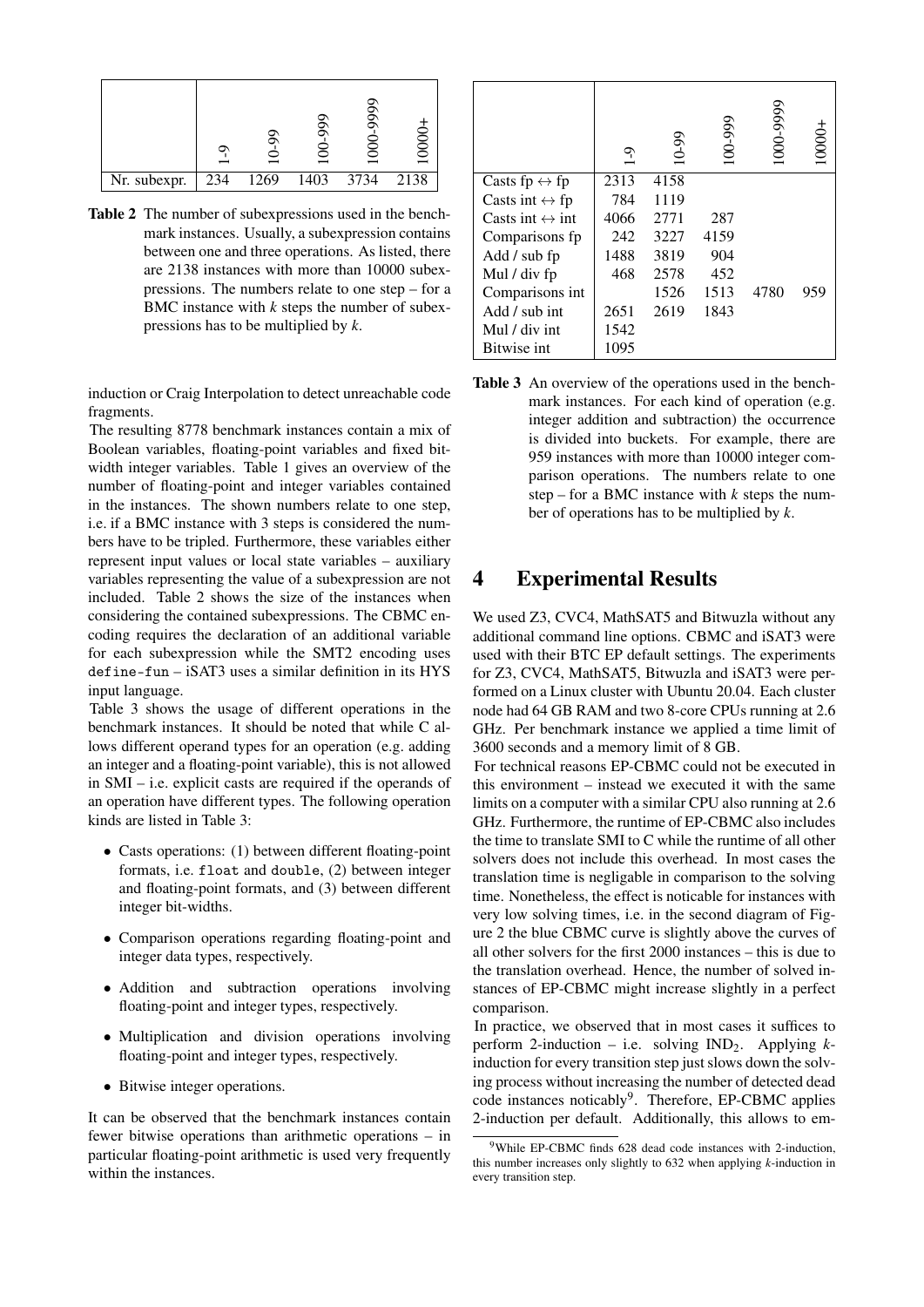| | 1-9 | 10-99 | 100-999 | 1000-9999 | 10000+ |
|---|---|---|---|---|---|
| Nr. subexpr. | 234 | 1269 | 1403 | 3734 | 2138 |

**Table 2** The number of subexpressions used in the benchmark instances. Usually, a subexpression contains between one and three operations. As listed, there are 2138 instances with more than 10000 subexpressions. The numbers relate to one step – for a BMC instance with $k$ steps the number of subexpressions has to be multiplied by $k$.

induction or Craig Interpolation to detect unreachable code fragments.

The resulting 8778 benchmark instances contain a mix of Boolean variables, floating-point variables and fixed bit-width integer variables. Table 1 gives an overview of the number of floating-point and integer variables contained in the instances. The shown numbers relate to one step, i.e. if a BMC instance with 3 steps is considered the numbers have to be tripled. Furthermore, these variables either represent input values or local state variables – auxiliary variables representing the value of a subexpression are not included. Table 2 shows the size of the instances when considering the contained subexpressions. The CBMC encoding requires the declaration of an additional variable for each subexpression while the SMT2 encoding uses `define-fun` – iSAT3 uses a similar definition in its HYS input language.

Table 3 shows the usage of different operations in the benchmark instances. It should be noted that while C allows different operand types for an operation (e.g. adding an integer and a floating-point variable), this is not allowed in SMI – i.e. explicit casts are required if the operands of an operation have different types. The following operation kinds are listed in Table 3:

- Casts operations: (1) between different floating-point formats, i.e. `float` and `double`, (2) between integer and floating-point formats, and (3) between different integer bit-widths.
- Comparison operations regarding floating-point and integer data types, respectively.
- Addition and subtraction operations involving floating-point and integer types, respectively.
- Multiplication and division operations involving floating-point and integer types, respectively.
- Bitwise integer operations.

It can be observed that the benchmark instances contain fewer bitwise operations than arithmetic operations – in particular floating-point arithmetic is used very frequently within the instances.

| | 1-9 | 10-99 | 100-999 | 1000-9999 | 10000+ |
|---|---|---|---|---|---|
| Casts fp $\leftrightarrow$ fp | 2313 | 4158 | | | |
| Casts int $\leftrightarrow$ fp | 784 | 1119 | | | |
| Casts int $\leftrightarrow$ int | 4066 | 2771 | 287 | | |
| Comparisons fp | 242 | 3227 | 4159 | | |
| Add / sub fp | 1488 | 3819 | 904 | | |
| Mul / div fp | 468 | 2578 | 452 | | |
| Comparisons int | | 1526 | 1513 | 4780 | 959 |
| Add / sub int | 2651 | 2619 | 1843 | | |
| Mul / div int | 1542 | | | | |
| Bitwise int | 1095 | | | | |

**Table 3** An overview of the operations used in the benchmark instances. For each kind of operation (e.g. integer addition and subtraction) the occurrence is divided into buckets. For example, there are 959 instances with more than 10000 integer comparison operations. The numbers relate to one step – for a BMC instance with $k$ steps the number of operations has to be multiplied by $k$.

## 4 Experimental Results

We used Z3, CVC4, MathSAT5 and Bitwuzla without any additional command line options. CBMC and iSAT3 were used with their BTC EP default settings. The experiments for Z3, CVC4, MathSAT5, Bitwuzla and iSAT3 were performed on a Linux cluster with Ubuntu 20.04. Each cluster node had 64 GB RAM and two 8-core CPUs running at 2.6 GHz. Per benchmark instance we applied a time limit of 3600 seconds and a memory limit of 8 GB.

For technical reasons EP-CBMC could not be executed in this environment – instead we executed it with the same limits on a computer with a similar CPU also running at 2.6 GHz. Furthermore, the runtime of EP-CBMC also includes the time to translate SMI to C while the runtime of all other solvers does not include this overhead. In most cases the translation time is negligable in comparison to the solving time. Nonetheless, the effect is noticable for instances with very low solving times, i.e. in the second diagram of Figure 2 the blue CBMC curve is slightly above the curves of all other solvers for the first 2000 instances – this is due to the translation overhead. Hence, the number of solved instances of EP-CBMC might increase slightly in a perfect comparison.

In practice, we observed that in most cases it suffices to perform 2-induction – i.e. solving $\text{IND}_2$. Applying $k$-induction for every transition step just slows down the solving process without increasing the number of detected dead code instances noticably[9]. Therefore, EP-CBMC applies 2-induction per default. Additionally, this allows to em-

[9]While EP-CBMC finds 628 dead code instances with 2-induction, this number increases only slightly to 632 when applying $k$-induction in every transition step.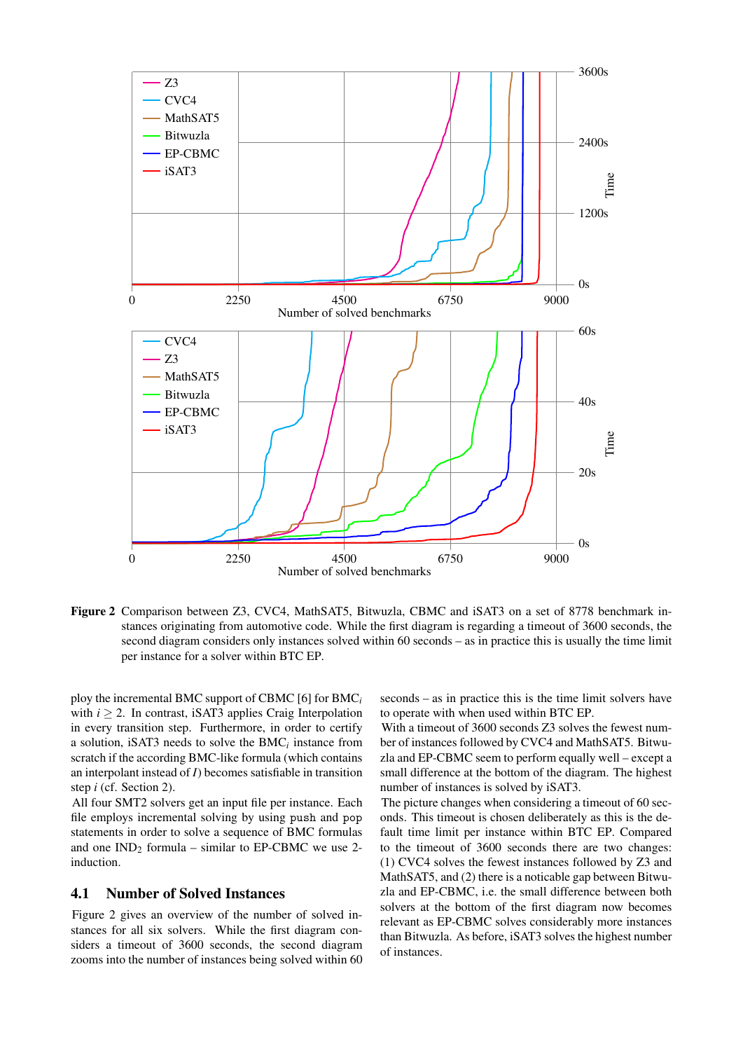Z3
CVC4
MathSAT5
Bitwuzla
EP-CBMC
iSAT3

3600s
2400s
1200s
0s
Time

0
2250
4500
6750
9000
Number of solved benchmarks

CVC4
Z3
MathSAT5
Bitwuzla
EP-CBMC
iSAT3

60s
40s
20s
0s
Time

0
2250
4500
6750
9000
Number of solved benchmarks

**Figure 2** Comparison between Z3, CVC4, MathSAT5, Bitwuzla, CBMC and iSAT3 on a set of 8778 benchmark instances originating from automotive code. While the first diagram is regarding a timeout of 3600 seconds, the second diagram considers only instances solved within 60 seconds – as in practice this is usually the time limit per instance for a solver within BTC EP.

ploy the incremental BMC support of CBMC [6] for $\mathrm{BMC}_i$ with $i \geq 2$. In contrast, iSAT3 applies Craig Interpolation in every transition step. Furthermore, in order to certify a solution, iSAT3 needs to solve the $\mathrm{BMC}_i$ instance from scratch if the according BMC-like formula (which contains an interpolant instead of $I$) becomes satisfiable in transition step $i$ (cf. Section 2).

All four SMT2 solvers get an input file per instance. Each file employs incremental solving by using `push` and `pop` statements in order to solve a sequence of BMC formulas and one $\mathrm{IND}_2$ formula – similar to EP-CBMC we use 2-induction.

## 4.1 Number of Solved Instances

Figure 2 gives an overview of the number of solved instances for all six solvers. While the first diagram considers a timeout of 3600 seconds, the second diagram zooms into the number of instances being solved within 60 seconds – as in practice this is the time limit solvers have to operate with when used within BTC EP.

With a timeout of 3600 seconds Z3 solves the fewest number of instances followed by CVC4 and MathSAT5. Bitwuzla and EP-CBMC seem to perform equally well – except a small difference at the bottom of the diagram. The highest number of instances is solved by iSAT3.

The picture changes when considering a timeout of 60 seconds. This timeout is chosen deliberately as this is the default time limit per instance within BTC EP. Compared to the timeout of 3600 seconds there are two changes: (1) CVC4 solves the fewest instances followed by Z3 and MathSAT5, and (2) there is a noticable gap between Bitwuzla and EP-CBMC, i.e. the small difference between both solvers at the bottom of the first diagram now becomes relevant as EP-CBMC solves considerably more instances than Bitwuzla. As before, iSAT3 solves the highest number of instances.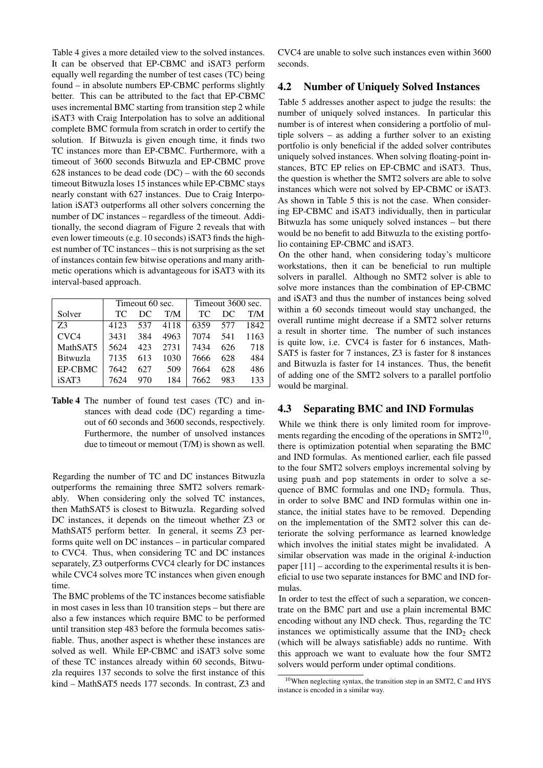Table 4 gives a more detailed view to the solved instances. It can be observed that EP-CBMC and iSAT3 perform equally well regarding the number of test cases (TC) being found – in absolute numbers EP-CBMC performs slightly better. This can be attributed to the fact that EP-CBMC uses incremental BMC starting from transition step 2 while iSAT3 with Craig Interpolation has to solve an additional complete BMC formula from scratch in order to certify the solution. If Bitwuzla is given enough time, it finds two TC instances more than EP-CBMC. Furthermore, with a timeout of 3600 seconds Bitwuzla and EP-CBMC prove 628 instances to be dead code (DC) – with the 60 seconds timeout Bitwuzla loses 15 instances while EP-CBMC stays nearly constant with 627 instances. Due to Craig Interpolation iSAT3 outperforms all other solvers concerning the number of DC instances – regardless of the timeout. Additionally, the second diagram of Figure 2 reveals that with even lower timeouts (e.g. 10 seconds) iSAT3 finds the highest number of TC instances – this is not surprising as the set of instances contain few bitwise operations and many arithmetic operations which is advantageous for iSAT3 with its interval-based approach.

| Solver | Timeout 60 sec. | | | Timeout 3600 sec. | | |
|---|---|---|---|---|---|---|
| | TC | DC | T/M | TC | DC | T/M |
| Z3 | 4123 | 537 | 4118 | 6359 | 577 | 1842 |
| CVC4 | 3431 | 384 | 4963 | 7074 | 541 | 1163 |
| MathSAT5 | 5624 | 423 | 2731 | 7434 | 626 | 718 |
| Bitwuzla | 7135 | 613 | 1030 | 7666 | 628 | 484 |
| EP-CBMC | 7642 | 627 | 509 | 7664 | 628 | 486 |
| iSAT3 | 7624 | 970 | 184 | 7662 | 983 | 133 |

**Table 4** The number of found test cases (TC) and instances with dead code (DC) regarding a timeout of 60 seconds and 3600 seconds, respectively. Furthermore, the number of unsolved instances due to timeout or memout (T/M) is shown as well.

Regarding the number of TC and DC instances Bitwuzla outperforms the remaining three SMT2 solvers remarkably. When considering only the solved TC instances, then MathSAT5 is closest to Bitwuzla. Regarding solved DC instances, it depends on the timeout whether Z3 or MathSAT5 perform better. In general, it seems Z3 performs quite well on DC instances – in particular compared to CVC4. Thus, when considering TC and DC instances separately, Z3 outperforms CVC4 clearly for DC instances while CVC4 solves more TC instances when given enough time.

The BMC problems of the TC instances become satisfiable in most cases in less than 10 transition steps – but there are also a few instances which require BMC to be performed until transition step 483 before the formula becomes satisfiable. Thus, another aspect is whether these instances are solved as well. While EP-CBMC and iSAT3 solve some of these TC instances already within 60 seconds, Bitwuzla requires 137 seconds to solve the first instance of this kind – MathSAT5 needs 177 seconds. In contrast, Z3 and CVC4 are unable to solve such instances even within 3600 seconds.

## 4.2 Number of Uniquely Solved Instances

Table 5 addresses another aspect to judge the results: the number of uniquely solved instances. In particular this number is of interest when considering a portfolio of multiple solvers – as adding a further solver to an existing portfolio is only beneficial if the added solver contributes uniquely solved instances. When solving floating-point instances, BTC EP relies on EP-CBMC and iSAT3. Thus, the question is whether the SMT2 solvers are able to solve instances which were not solved by EP-CBMC or iSAT3. As shown in Table 5 this is not the case. When considering EP-CBMC and iSAT3 individually, then in particular Bitwuzla has some uniquely solved instances – but there would be no benefit to add Bitwuzla to the existing portfolio containing EP-CBMC and iSAT3.

On the other hand, when considering today's multicore workstations, then it can be beneficial to run multiple solvers in parallel. Although no SMT2 solver is able to solve more instances than the combination of EP-CBMC and iSAT3 and thus the number of instances being solved within a 60 seconds timeout would stay unchanged, the overall runtime might decrease if a SMT2 solver returns a result in shorter time. The number of such instances is quite low, i.e. CVC4 is faster for 6 instances, MathSAT5 is faster for 7 instances, Z3 is faster for 8 instances and Bitwuzla is faster for 14 instances. Thus, the benefit of adding one of the SMT2 solvers to a parallel portfolio would be marginal.

## 4.3 Separating BMC and IND Formulas

While we think there is only limited room for improvements regarding the encoding of the operations in SMT2[10], there is optimization potential when separating the BMC and IND formulas. As mentioned earlier, each file passed to the four SMT2 solvers employs incremental solving by using `push` and `pop` statements in order to solve a sequence of BMC formulas and one $\mathrm{IND}_2$ formula. Thus, in order to solve BMC and IND formulas within one instance, the initial states have to be removed. Depending on the implementation of the SMT2 solver this can deteriorate the solving performance as learned knowledge which involves the initial states might be invalidated. A similar observation was made in the original $k$-induction paper [11] – according to the experimental results it is beneficial to use two separate instances for BMC and IND formulas.

In order to test the effect of such a separation, we concentrate on the BMC part and use a plain incremental BMC encoding without any IND check. Thus, regarding the TC instances we optimistically assume that the $\mathrm{IND}_2$ check (which will be always satisfiable) adds no runtime. With this approach we want to evaluate how the four SMT2 solvers would perform under optimal conditions.

[10] When neglecting syntax, the transition step in an SMT2, C and HYS instance is encoded in a similar way.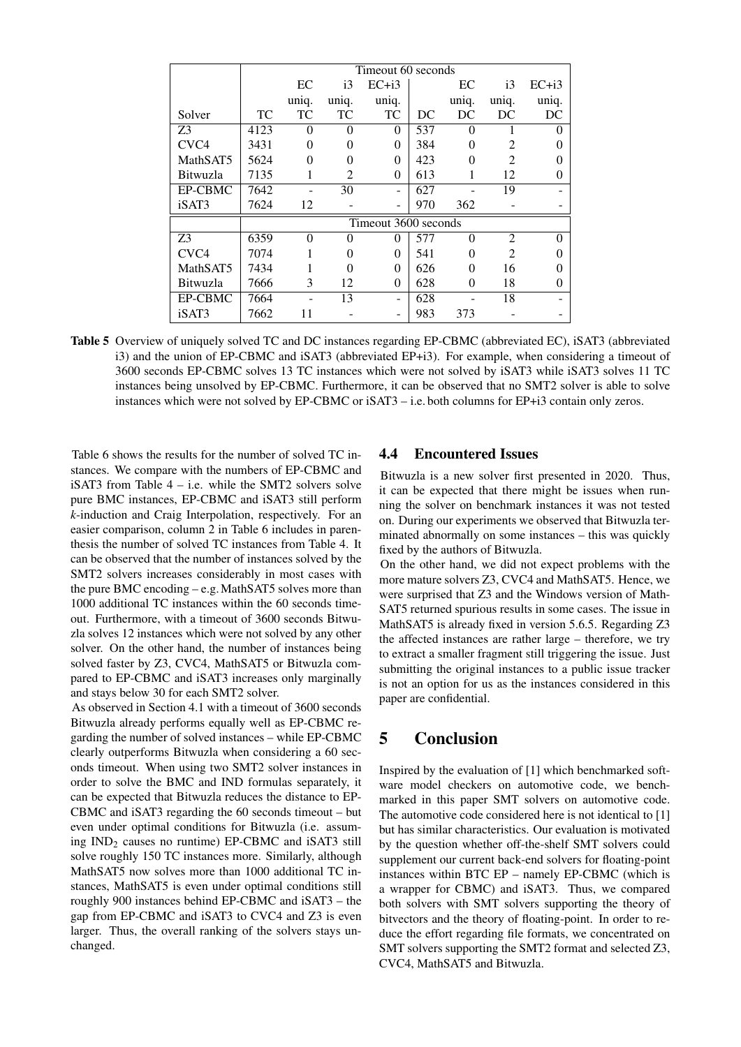| | Timeout 60 seconds | | | | | | | |
|---|---|---|---|---|---|---|---|---|
| | | EC | i3 | EC+i3 | | EC | i3 | EC+i3 |
| | | uniq. | uniq. | uniq. | | uniq. | uniq. | uniq. |
| Solver | TC | TC | TC | TC | DC | DC | DC | DC |
| Z3 | 4123 | 0 | 0 | 0 | 537 | 0 | 1 | 0 |
| CVC4 | 3431 | 0 | 0 | 0 | 384 | 0 | 2 | 0 |
| MathSAT5 | 5624 | 0 | 0 | 0 | 423 | 0 | 2 | 0 |
| Bitwuzla | 7135 | 1 | 2 | 0 | 613 | 1 | 12 | 0 |
| EP-CBMC | 7642 | - | 30 | - | 627 | - | 19 | - |
| iSAT3 | 7624 | 12 | - | - | 970 | 362 | - | - |
| | Timeout 3600 seconds | | | | | | | |
| Z3 | 6359 | 0 | 0 | 0 | 577 | 0 | 2 | 0 |
| CVC4 | 7074 | 1 | 0 | 0 | 541 | 0 | 2 | 0 |
| MathSAT5 | 7434 | 1 | 0 | 0 | 626 | 0 | 16 | 0 |
| Bitwuzla | 7666 | 3 | 12 | 0 | 628 | 0 | 18 | 0 |
| EP-CBMC | 7664 | - | 13 | - | 628 | - | 18 | - |
| iSAT3 | 7662 | 11 | - | - | 983 | 373 | - | - |

**Table 5** Overview of uniquely solved TC and DC instances regarding EP-CBMC (abbreviated EC), iSAT3 (abbreviated i3) and the union of EP-CBMC and iSAT3 (abbreviated EP+i3). For example, when considering a timeout of 3600 seconds EP-CBMC solves 13 TC instances which were not solved by iSAT3 while iSAT3 solves 11 TC instances being unsolved by EP-CBMC. Furthermore, it can be observed that no SMT2 solver is able to solve instances which were not solved by EP-CBMC or iSAT3 – i.e. both columns for EP+i3 contain only zeros.

Table 6 shows the results for the number of solved TC instances. We compare with the numbers of EP-CBMC and iSAT3 from Table 4 – i.e. while the SMT2 solvers solve pure BMC instances, EP-CBMC and iSAT3 still perform *k*-induction and Craig Interpolation, respectively. For an easier comparison, column 2 in Table 6 includes in parenthesis the number of solved TC instances from Table 4. It can be observed that the number of instances solved by the SMT2 solvers increases considerably in most cases with the pure BMC encoding – e.g. MathSAT5 solves more than 1000 additional TC instances within the 60 seconds timeout. Furthermore, with a timeout of 3600 seconds Bitwuzla solves 12 instances which were not solved by any other solver. On the other hand, the number of instances being solved faster by Z3, CVC4, MathSAT5 or Bitwuzla compared to EP-CBMC and iSAT3 increases only marginally and stays below 30 for each SMT2 solver.

As observed in Section 4.1 with a timeout of 3600 seconds Bitwuzla already performs equally well as EP-CBMC regarding the number of solved instances – while EP-CBMC clearly outperforms Bitwuzla when considering a 60 seconds timeout. When using two SMT2 solver instances in order to solve the BMC and IND formulas separately, it can be expected that Bitwuzla reduces the distance to EP-CBMC and iSAT3 regarding the 60 seconds timeout – but even under optimal conditions for Bitwuzla (i.e. assuming $\text{IND}_2$ causes no runtime) EP-CBMC and iSAT3 still solve roughly 150 TC instances more. Similarly, although MathSAT5 now solves more than 1000 additional TC instances, MathSAT5 is even under optimal conditions still roughly 900 instances behind EP-CBMC and iSAT3 – the gap from EP-CBMC and iSAT3 to CVC4 and Z3 is even larger. Thus, the overall ranking of the solvers stays unchanged.

### 4.4 Encountered Issues

Bitwuzla is a new solver first presented in 2020. Thus, it can be expected that there might be issues when running the solver on benchmark instances it was not tested on. During our experiments we observed that Bitwuzla terminated abnormally on some instances – this was quickly fixed by the authors of Bitwuzla.

On the other hand, we did not expect problems with the more mature solvers Z3, CVC4 and MathSAT5. Hence, we were surprised that Z3 and the Windows version of MathSAT5 returned spurious results in some cases. The issue in MathSAT5 is already fixed in version 5.6.5. Regarding Z3 the affected instances are rather large – therefore, we try to extract a smaller fragment still triggering the issue. Just submitting the original instances to a public issue tracker is not an option for us as the instances considered in this paper are confidential.

## 5 Conclusion

Inspired by the evaluation of [1] which benchmarked software model checkers on automotive code, we benchmarked in this paper SMT solvers on automotive code. The automotive code considered here is not identical to [1] but has similar characteristics. Our evaluation is motivated by the question whether off-the-shelf SMT solvers could supplement our current back-end solvers for floating-point instances within BTC EP – namely EP-CBMC (which is a wrapper for CBMC) and iSAT3. Thus, we compared both solvers with SMT solvers supporting the theory of bitvectors and the theory of floating-point. In order to reduce the effort regarding file formats, we concentrated on SMT solvers supporting the SMT2 format and selected Z3, CVC4, MathSAT5 and Bitwuzla.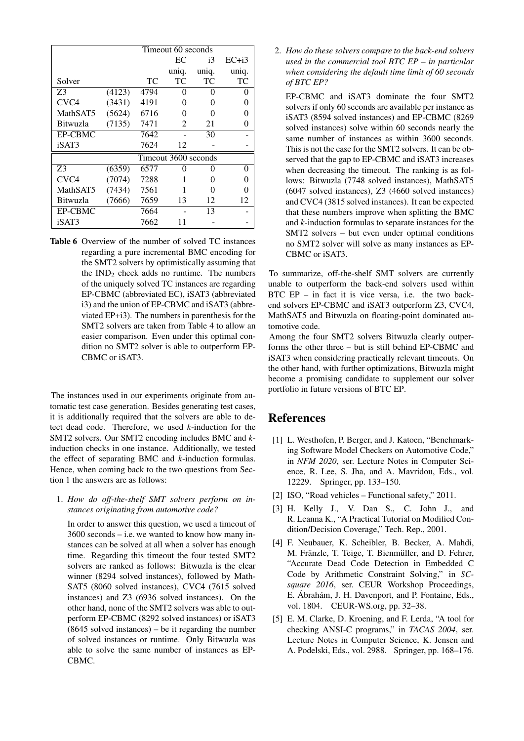| | Timeout 60 seconds | | | | |
|---|---|---|---|---|---|
| | | | EC | i3 | EC+i3 |
| | | | uniq. | uniq. | uniq. |
| Solver | | TC | TC | TC | TC |
| Z3 | (4123) | 4794 | 0 | 0 | 0 |
| CVC4 | (3431) | 4191 | 0 | 0 | 0 |
| MathSAT5 | (5624) | 6716 | 0 | 0 | 0 |
| Bitwuzla | (7135) | 7471 | 2 | 21 | 0 |
| EP-CBMC | | 7642 | - | 30 | - |
| iSAT3 | | 7624 | 12 | - | - |
| | Timeout 3600 seconds | | | | |
| Z3 | (6359) | 6577 | 0 | 0 | 0 |
| CVC4 | (7074) | 7288 | 1 | 0 | 0 |
| MathSAT5 | (7434) | 7561 | 1 | 0 | 0 |
| Bitwuzla | (7666) | 7659 | 13 | 12 | 12 |
| EP-CBMC | | 7664 | - | 13 | - |
| iSAT3 | | 7662 | 11 | - | - |

**Table 6** Overview of the number of solved TC instances regarding a pure incremental BMC encoding for the SMT2 solvers by optimistically assuming that the $\text{IND}_2$ check adds no runtime. The numbers of the uniquely solved TC instances are regarding EP-CBMC (abbreviated EC), iSAT3 (abbreviated i3) and the union of EP-CBMC and iSAT3 (abbreviated EP+i3). The numbers in parenthesis for the SMT2 solvers are taken from Table 4 to allow an easier comparison. Even under this optimal condition no SMT2 solver is able to outperform EP-CBMC or iSAT3.

The instances used in our experiments originate from automatic test case generation. Besides generating test cases, it is additionally required that the solvers are able to detect dead code. Therefore, we used $k$-induction for the SMT2 solvers. Our SMT2 encoding includes BMC and $k$-induction checks in one instance. Additionally, we tested the effect of separating BMC and $k$-induction formulas. Hence, when coming back to the two questions from Section 1 the answers are as follows:

1. *How do off-the-shelf SMT solvers perform on instances originating from automotive code?*

   In order to answer this question, we used a timeout of 3600 seconds – i.e. we wanted to know how many instances can be solved at all when a solver has enough time. Regarding this timeout the four tested SMT2 solvers are ranked as follows: Bitwuzla is the clear winner (8294 solved instances), followed by MathSAT5 (8060 solved instances), CVC4 (7615 solved instances) and Z3 (6936 solved instances). On the other hand, none of the SMT2 solvers was able to outperform EP-CBMC (8292 solved instances) or iSAT3 (8645 solved instances) – be it regarding the number of solved instances or runtime. Only Bitwuzla was able to solve the same number of instances as EP-CBMC.

2. *How do these solvers compare to the back-end solvers used in the commercial tool BTC EP – in particular when considering the default time limit of 60 seconds of BTC EP?*

   EP-CBMC and iSAT3 dominate the four SMT2 solvers if only 60 seconds are available per instance as iSAT3 (8594 solved instances) and EP-CBMC (8269 solved instances) solve within 60 seconds nearly the same number of instances as within 3600 seconds. This is not the case for the SMT2 solvers. It can be observed that the gap to EP-CBMC and iSAT3 increases when decreasing the timeout. The ranking is as follows: Bitwuzla (7748 solved instances), MathSAT5 (6047 solved instances), Z3 (4660 solved instances) and CVC4 (3815 solved instances). It can be expected that these numbers improve when splitting the BMC and $k$-induction formulas to separate instances for the SMT2 solvers – but even under optimal conditions no SMT2 solver will solve as many instances as EP-CBMC or iSAT3.

To summarize, off-the-shelf SMT solvers are currently unable to outperform the back-end solvers used within BTC EP – in fact it is vice versa, i.e. the two back-end solvers EP-CBMC and iSAT3 outperform Z3, CVC4, MathSAT5 and Bitwuzla on floating-point dominated automotive code.

Among the four SMT2 solvers Bitwuzla clearly outperforms the other three – but is still behind EP-CBMC and iSAT3 when considering practically relevant timeouts. On the other hand, with further optimizations, Bitwuzla might become a promising candidate to supplement our solver portfolio in future versions of BTC EP.

# References

[1] L. Westhofen, P. Berger, and J. Katoen, "Benchmarking Software Model Checkers on Automotive Code," in *NFM 2020*, ser. Lecture Notes in Computer Science, R. Lee, S. Jha, and A. Mavridou, Eds., vol. 12229. Springer, pp. 133–150.

[2] ISO, "Road vehicles – Functional safety," 2011.

[3] H. Kelly J., V. Dan S., C. John J., and R. Leanna K., "A Practical Tutorial on Modified Condition/Decision Coverage," Tech. Rep., 2001.

[4] F. Neubauer, K. Scheibler, B. Becker, A. Mahdi, M. Fränzle, T. Teige, T. Bienmüller, and D. Fehrer, "Accurate Dead Code Detection in Embedded C Code by Arithmetic Constraint Solving," in *SC-square 2016*, ser. CEUR Workshop Proceedings, E. Ábrahám, J. H. Davenport, and P. Fontaine, Eds., vol. 1804. CEUR-WS.org, pp. 32–38.

[5] E. M. Clarke, D. Kroening, and F. Lerda, "A tool for checking ANSI-C programs," in *TACAS 2004*, ser. Lecture Notes in Computer Science, K. Jensen and A. Podelski, Eds., vol. 2988. Springer, pp. 168–176.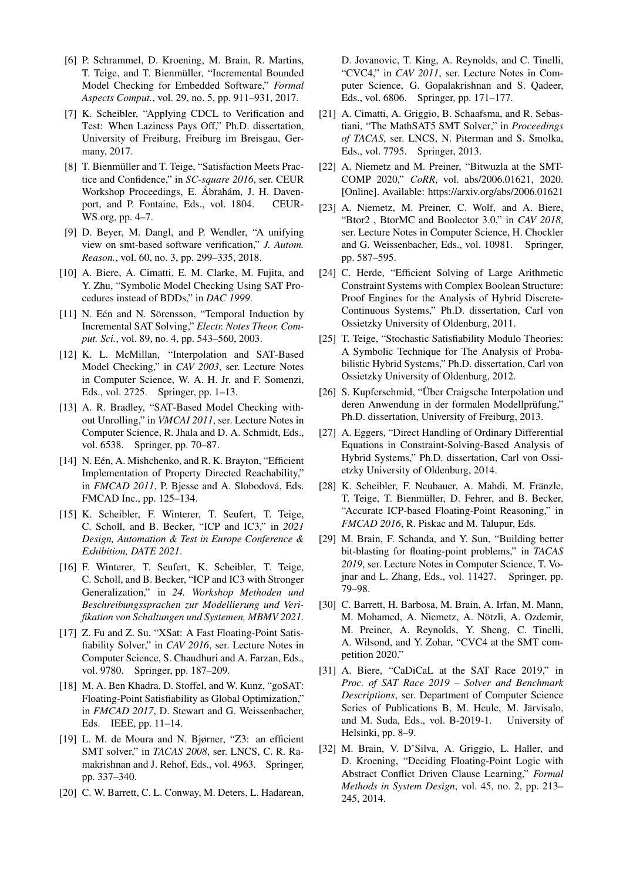[6] P. Schrammel, D. Kroening, M. Brain, R. Martins, T. Teige, and T. Bienmüller, "Incremental Bounded Model Checking for Embedded Software," *Formal Aspects Comput.*, vol. 29, no. 5, pp. 911–931, 2017.

[7] K. Scheibler, "Applying CDCL to Verification and Test: When Laziness Pays Off," Ph.D. dissertation, University of Freiburg, Freiburg im Breisgau, Germany, 2017.

[8] T. Bienmüller and T. Teige, "Satisfaction Meets Practice and Confidence," in *SC-square 2016*, ser. CEUR Workshop Proceedings, E. Ábrahám, J. H. Davenport, and P. Fontaine, Eds., vol. 1804. CEUR-WS.org, pp. 4–7.

[9] D. Beyer, M. Dangl, and P. Wendler, "A unifying view on smt-based software verification," *J. Autom. Reason.*, vol. 60, no. 3, pp. 299–335, 2018.

[10] A. Biere, A. Cimatti, E. M. Clarke, M. Fujita, and Y. Zhu, "Symbolic Model Checking Using SAT Procedures instead of BDDs," in *DAC 1999*.

[11] N. Eén and N. Sörensson, "Temporal Induction by Incremental SAT Solving," *Electr. Notes Theor. Comput. Sci.*, vol. 89, no. 4, pp. 543–560, 2003.

[12] K. L. McMillan, "Interpolation and SAT-Based Model Checking," in *CAV 2003*, ser. Lecture Notes in Computer Science, W. A. H. Jr. and F. Somenzi, Eds., vol. 2725. Springer, pp. 1–13.

[13] A. R. Bradley, "SAT-Based Model Checking without Unrolling," in *VMCAI 2011*, ser. Lecture Notes in Computer Science, R. Jhala and D. A. Schmidt, Eds., vol. 6538. Springer, pp. 70–87.

[14] N. Eén, A. Mishchenko, and R. K. Brayton, "Efficient Implementation of Property Directed Reachability," in *FMCAD 2011*, P. Bjesse and A. Slobodová, Eds. FMCAD Inc., pp. 125–134.

[15] K. Scheibler, F. Winterer, T. Seufert, T. Teige, C. Scholl, and B. Becker, "ICP and IC3," in *2021 Design, Automation & Test in Europe Conference & Exhibition, DATE 2021*.

[16] F. Winterer, T. Seufert, K. Scheibler, T. Teige, C. Scholl, and B. Becker, "ICP and IC3 with Stronger Generalization," in *24. Workshop Methoden und Beschreibungssprachen zur Modellierung und Verifikation von Schaltungen und Systemen, MBMV 2021*.

[17] Z. Fu and Z. Su, "XSat: A Fast Floating-Point Satisfiability Solver," in *CAV 2016*, ser. Lecture Notes in Computer Science, S. Chaudhuri and A. Farzan, Eds., vol. 9780. Springer, pp. 187–209.

[18] M. A. Ben Khadra, D. Stoffel, and W. Kunz, "goSAT: Floating-Point Satisfiability as Global Optimization," in *FMCAD 2017*, D. Stewart and G. Weissenbacher, Eds. IEEE, pp. 11–14.

[19] L. M. de Moura and N. Bjørner, "Z3: an efficient SMT solver," in *TACAS 2008*, ser. LNCS, C. R. Ramakrishnan and J. Rehof, Eds., vol. 4963. Springer, pp. 337–340.

[20] C. W. Barrett, C. L. Conway, M. Deters, L. Hadarean, D. Jovanovic, T. King, A. Reynolds, and C. Tinelli, "CVC4," in *CAV 2011*, ser. Lecture Notes in Computer Science, G. Gopalakrishnan and S. Qadeer, Eds., vol. 6806. Springer, pp. 171–177.

[21] A. Cimatti, A. Griggio, B. Schaafsma, and R. Sebastiani, "The MathSAT5 SMT Solver," in *Proceedings of TACAS*, ser. LNCS, N. Piterman and S. Smolka, Eds., vol. 7795. Springer, 2013.

[22] A. Niemetz and M. Preiner, "Bitwuzla at the SMT-COMP 2020," *CoRR*, vol. abs/2006.01621, 2020. [Online]. Available: https://arxiv.org/abs/2006.01621

[23] A. Niemetz, M. Preiner, C. Wolf, and A. Biere, "Btor2 , BtorMC and Boolector 3.0," in *CAV 2018*, ser. Lecture Notes in Computer Science, H. Chockler and G. Weissenbacher, Eds., vol. 10981. Springer, pp. 587–595.

[24] C. Herde, "Efficient Solving of Large Arithmetic Constraint Systems with Complex Boolean Structure: Proof Engines for the Analysis of Hybrid Discrete-Continuous Systems," Ph.D. dissertation, Carl von Ossietzky University of Oldenburg, 2011.

[25] T. Teige, "Stochastic Satisfiability Modulo Theories: A Symbolic Technique for The Analysis of Probabilistic Hybrid Systems," Ph.D. dissertation, Carl von Ossietzky University of Oldenburg, 2012.

[26] S. Kupferschmid, "Über Craigsche Interpolation und deren Anwendung in der formalen Modellprüfung," Ph.D. dissertation, University of Freiburg, 2013.

[27] A. Eggers, "Direct Handling of Ordinary Differential Equations in Constraint-Solving-Based Analysis of Hybrid Systems," Ph.D. dissertation, Carl von Ossietzky University of Oldenburg, 2014.

[28] K. Scheibler, F. Neubauer, A. Mahdi, M. Fränzle, T. Teige, T. Bienmüller, D. Fehrer, and B. Becker, "Accurate ICP-based Floating-Point Reasoning," in *FMCAD 2016*, R. Piskac and M. Talupur, Eds.

[29] M. Brain, F. Schanda, and Y. Sun, "Building better bit-blasting for floating-point problems," in *TACAS 2019*, ser. Lecture Notes in Computer Science, T. Vojnar and L. Zhang, Eds., vol. 11427. Springer, pp. 79–98.

[30] C. Barrett, H. Barbosa, M. Brain, A. Irfan, M. Mann, M. Mohamed, A. Niemetz, A. Nötzli, A. Ozdemir, M. Preiner, A. Reynolds, Y. Sheng, C. Tinelli, A. Wilsond, and Y. Zohar, "CVC4 at the SMT competition 2020."

[31] A. Biere, "CaDiCaL at the SAT Race 2019," in *Proc. of SAT Race 2019 – Solver and Benchmark Descriptions*, ser. Department of Computer Science Series of Publications B, M. Heule, M. Järvisalo, and M. Suda, Eds., vol. B-2019-1. University of Helsinki, pp. 8–9.

[32] M. Brain, V. D'Silva, A. Griggio, L. Haller, and D. Kroening, "Deciding Floating-Point Logic with Abstract Conflict Driven Clause Learning," *Formal Methods in System Design*, vol. 45, no. 2, pp. 213–245, 2014.